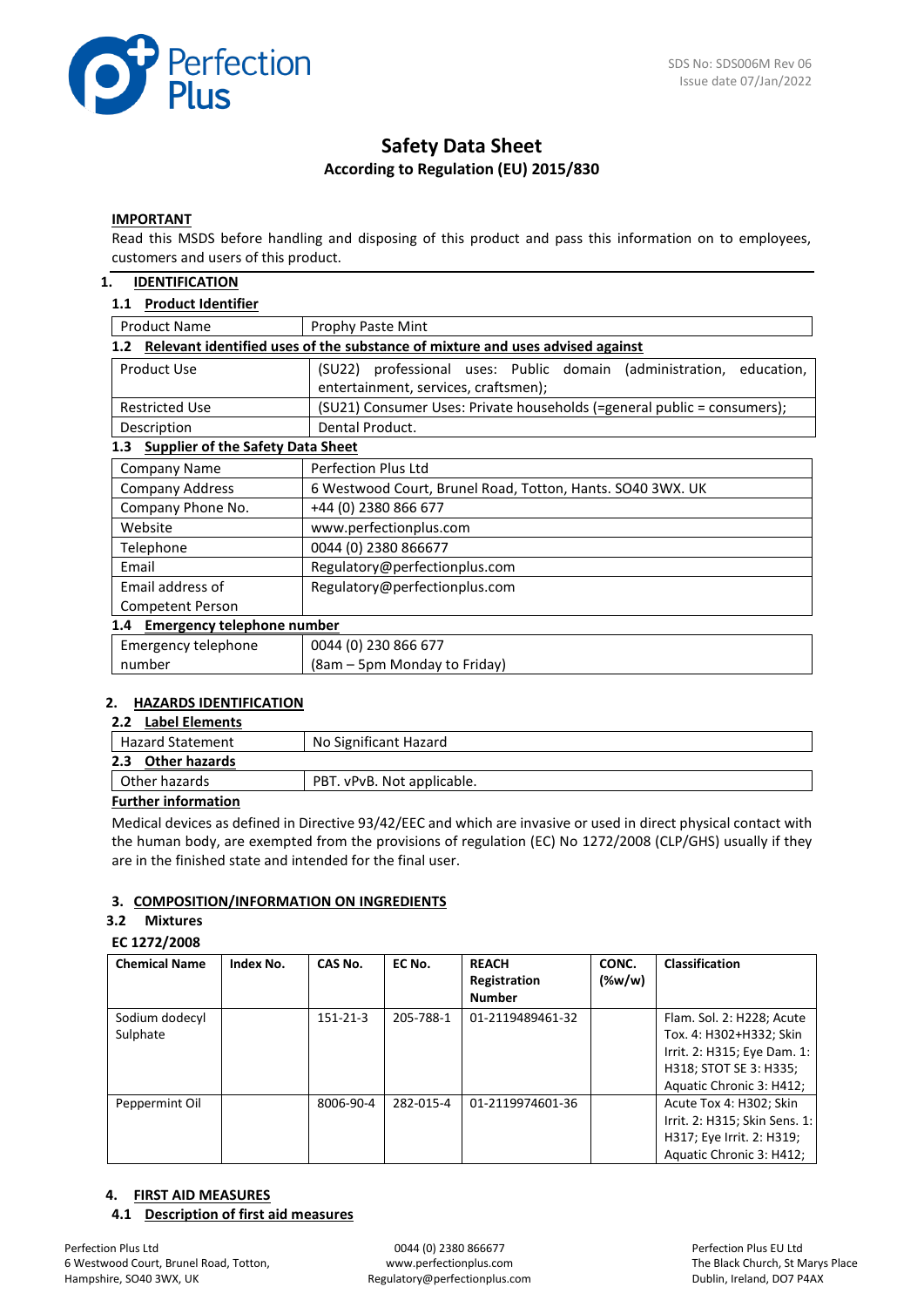SDS No: SDS006M Rev 06
Issue date 07/Jan/2022

# Safety Data Sheet

**According to Regulation (EU) 2015/830**

**IMPORTANT**

Read this MSDS before handling and disposing of this product and pass this information on to employees, customers and users of this product.

## 1. IDENTIFICATION

### 1.1 Product Identifier

| | |
|---|---|
| Product Name | Prophy Paste Mint |

### 1.2 Relevant identified uses of the substance of mixture and uses advised against

| | |
|---|---|
| Product Use | (SU22) professional uses: Public domain (administration, education, entertainment, services, craftsmen); |
| Restricted Use | (SU21) Consumer Uses: Private households (=general public = consumers); |
| Description | Dental Product. |

### 1.3 Supplier of the Safety Data Sheet

| | |
|---|---|
| Company Name | Perfection Plus Ltd |
| Company Address | 6 Westwood Court, Brunel Road, Totton, Hants. SO40 3WX. UK |
| Company Phone No. | +44 (0) 2380 866 677 |
| Website | www.perfectionplus.com |
| Telephone | 0044 (0) 2380 866677 |
| Email | Regulatory@perfectionplus.com |
| Email address of Competent Person | Regulatory@perfectionplus.com |

### 1.4 Emergency telephone number

| | |
|---|---|
| Emergency telephone number | 0044 (0) 230 866 677 (8am – 5pm Monday to Friday) |

## 2. HAZARDS IDENTIFICATION

### 2.2 Label Elements

| | |
|---|---|
| Hazard Statement | No Significant Hazard |

### 2.3 Other hazards

| | |
|---|---|
| Other hazards | PBT. vPvB. Not applicable. |

**Further information**

Medical devices as defined in Directive 93/42/EEC and which are invasive or used in direct physical contact with the human body, are exempted from the provisions of regulation (EC) No 1272/2008 (CLP/GHS) usually if they are in the finished state and intended for the final user.

## 3. COMPOSITION/INFORMATION ON INGREDIENTS

### 3.2 Mixtures

**EC 1272/2008**

| Chemical Name | Index No. | CAS No. | EC No. | REACH Registration Number | CONC. (%w/w) | Classification |
|---|---|---|---|---|---|---|
| Sodium dodecyl Sulphate | | 151-21-3 | 205-788-1 | 01-2119489461-32 | | Flam. Sol. 2: H228; Acute Tox. 4: H302+H332; Skin Irrit. 2: H315; Eye Dam. 1: H318; STOT SE 3: H335; Aquatic Chronic 3: H412; |
| Peppermint Oil | | 8006-90-4 | 282-015-4 | 01-2119974601-36 | | Acute Tox 4: H302; Skin Irrit. 2: H315; Skin Sens. 1: H317; Eye Irrit. 2: H319; Aquatic Chronic 3: H412; |

## 4. FIRST AID MEASURES

### 4.1 Description of first aid measures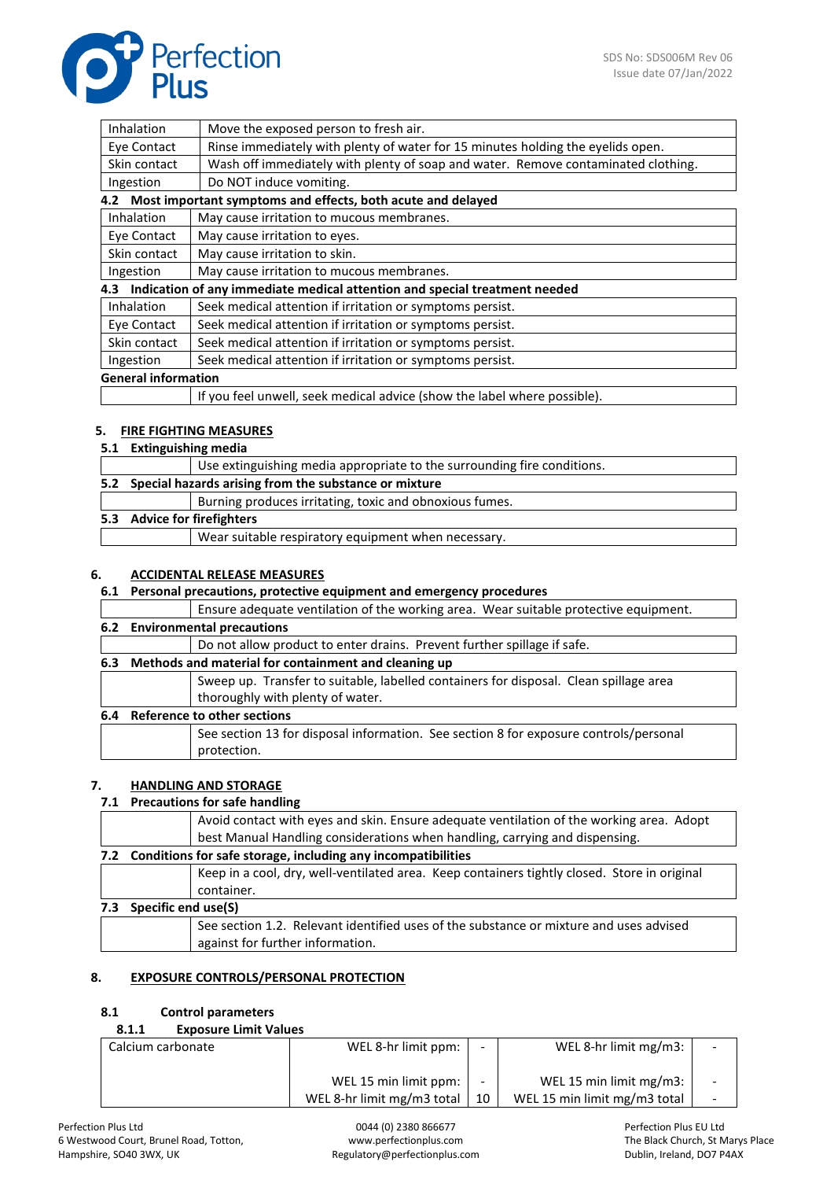| | |
|---|---|
| Inhalation | Move the exposed person to fresh air. |
| Eye Contact | Rinse immediately with plenty of water for 15 minutes holding the eyelids open. |
| Skin contact | Wash off immediately with plenty of soap and water. Remove contaminated clothing. |
| Ingestion | Do NOT induce vomiting. |

**4.2 Most important symptoms and effects, both acute and delayed**

| | |
|---|---|
| Inhalation | May cause irritation to mucous membranes. |
| Eye Contact | May cause irritation to eyes. |
| Skin contact | May cause irritation to skin. |
| Ingestion | May cause irritation to mucous membranes. |

**4.3 Indication of any immediate medical attention and special treatment needed**

| | |
|---|---|
| Inhalation | Seek medical attention if irritation or symptoms persist. |
| Eye Contact | Seek medical attention if irritation or symptoms persist. |
| Skin contact | Seek medical attention if irritation or symptoms persist. |
| Ingestion | Seek medical attention if irritation or symptoms persist. |

**General information**

| | |
|---|---|
| | If you feel unwell, seek medical advice (show the label where possible). |

## 5. FIRE FIGHTING MEASURES

**5.1 Extinguishing media**

| | |
|---|---|
| | Use extinguishing media appropriate to the surrounding fire conditions. |

**5.2 Special hazards arising from the substance or mixture**

| | |
|---|---|
| | Burning produces irritating, toxic and obnoxious fumes. |

**5.3 Advice for firefighters**

| | |
|---|---|
| | Wear suitable respiratory equipment when necessary. |

## 6. ACCIDENTAL RELEASE MEASURES

**6.1 Personal precautions, protective equipment and emergency procedures**

| | |
|---|---|
| | Ensure adequate ventilation of the working area. Wear suitable protective equipment. |

**6.2 Environmental precautions**

| | |
|---|---|
| | Do not allow product to enter drains. Prevent further spillage if safe. |

**6.3 Methods and material for containment and cleaning up**

| | |
|---|---|
| | Sweep up. Transfer to suitable, labelled containers for disposal. Clean spillage area thoroughly with plenty of water. |

**6.4 Reference to other sections**

| | |
|---|---|
| | See section 13 for disposal information. See section 8 for exposure controls/personal protection. |

## 7. HANDLING AND STORAGE

**7.1 Precautions for safe handling**

| | |
|---|---|
| | Avoid contact with eyes and skin. Ensure adequate ventilation of the working area. Adopt best Manual Handling considerations when handling, carrying and dispensing. |

**7.2 Conditions for safe storage, including any incompatibilities**

| | |
|---|---|
| | Keep in a cool, dry, well-ventilated area. Keep containers tightly closed. Store in original container. |

**7.3 Specific end use(S)**

| | |
|---|---|
| | See section 1.2. Relevant identified uses of the substance or mixture and uses advised against for further information. |

## 8. EXPOSURE CONTROLS/PERSONAL PROTECTION

**8.1 Control parameters**

**8.1.1 Exposure Limit Values**

| | | | | |
|---|---|---|---|---|
| Calcium carbonate | WEL 8-hr limit ppm: | - | WEL 8-hr limit mg/m3: | - |
| | WEL 15 min limit ppm: | - | WEL 15 min limit mg/m3: | - |
| | WEL 8-hr limit mg/m3 total | 10 | WEL 15 min limit mg/m3 total | - |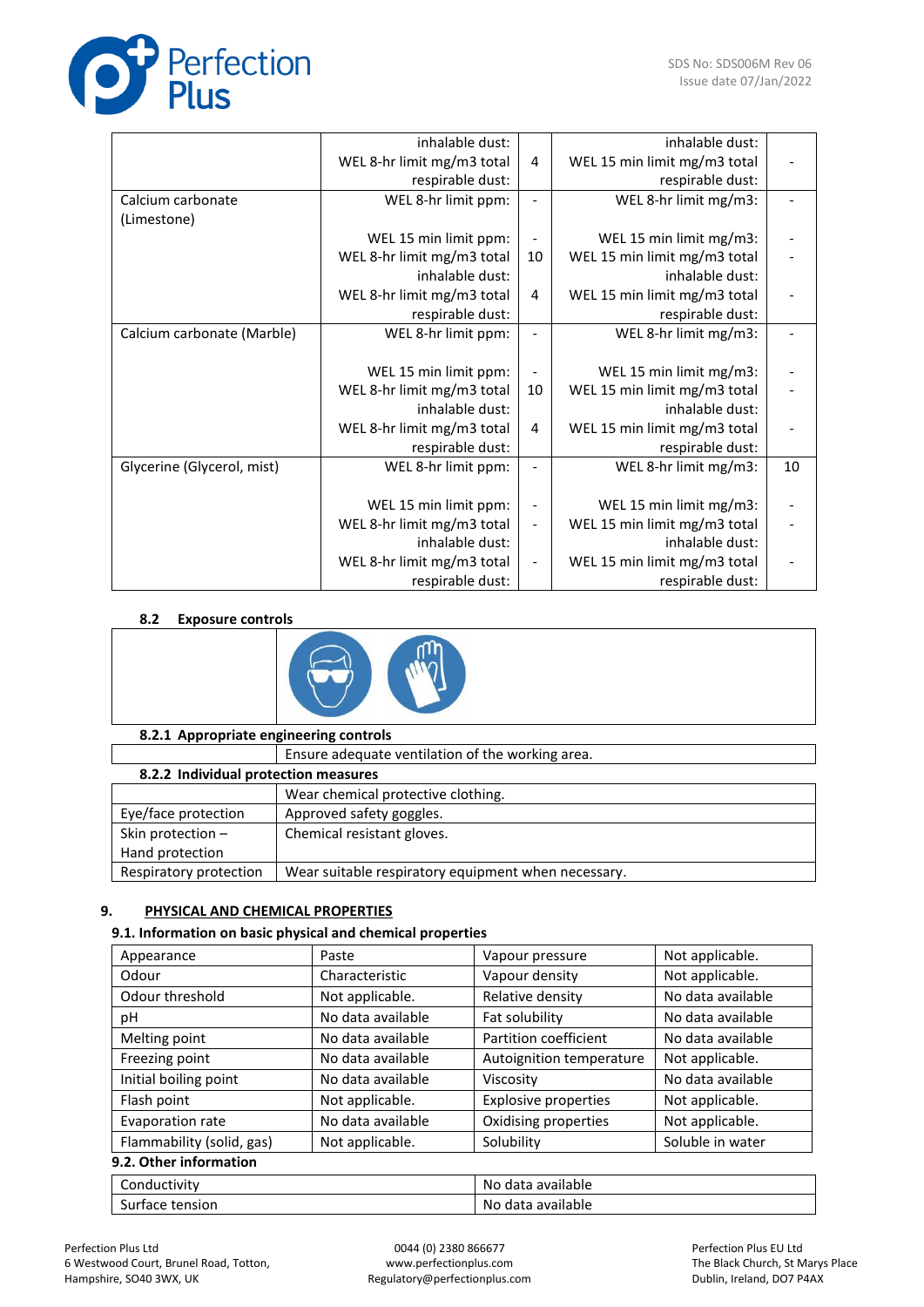| | | | | |
|---|---|---|---|---|
| | WEL 8-hr limit mg/m3 total inhalable dust: | 4 | WEL 15 min limit mg/m3 total inhalable dust: | - |
| | WEL 8-hr limit mg/m3 total respirable dust: | | WEL 15 min limit mg/m3 total respirable dust: | |
| Calcium carbonate (Limestone) | WEL 8-hr limit ppm: | - | WEL 8-hr limit mg/m3: | - |
| | WEL 15 min limit ppm: | - | WEL 15 min limit mg/m3: | - |
| | WEL 8-hr limit mg/m3 total inhalable dust: | 10 | WEL 15 min limit mg/m3 total inhalable dust: | - |
| | WEL 8-hr limit mg/m3 total respirable dust: | 4 | WEL 15 min limit mg/m3 total respirable dust: | - |
| Calcium carbonate (Marble) | WEL 8-hr limit ppm: | - | WEL 8-hr limit mg/m3: | - |
| | WEL 15 min limit ppm: | - | WEL 15 min limit mg/m3: | - |
| | WEL 8-hr limit mg/m3 total inhalable dust: | 10 | WEL 15 min limit mg/m3 total inhalable dust: | - |
| | WEL 8-hr limit mg/m3 total respirable dust: | 4 | WEL 15 min limit mg/m3 total respirable dust: | - |
| Glycerine (Glycerol, mist) | WEL 8-hr limit ppm: | - | WEL 8-hr limit mg/m3: | 10 |
| | WEL 15 min limit ppm: | - | WEL 15 min limit mg/m3: | - |
| | WEL 8-hr limit mg/m3 total inhalable dust: | - | WEL 15 min limit mg/m3 total inhalable dust: | - |
| | WEL 8-hr limit mg/m3 total respirable dust: | - | WEL 15 min limit mg/m3 total respirable dust: | - |

**8.2 Exposure controls**

**8.2.1 Appropriate engineering controls**

| | |
|---|---|
| | Ensure adequate ventilation of the working area. |

**8.2.2 Individual protection measures**

| | |
|---|---|
| | Wear chemical protective clothing. |
| Eye/face protection | Approved safety goggles. |
| Skin protection – Hand protection | Chemical resistant gloves. |
| Respiratory protection | Wear suitable respiratory equipment when necessary. |

## 9. PHYSICAL AND CHEMICAL PROPERTIES

**9.1. Information on basic physical and chemical properties**

| | | | |
|---|---|---|---|
| Appearance | Paste | Vapour pressure | Not applicable. |
| Odour | Characteristic | Vapour density | Not applicable. |
| Odour threshold | Not applicable. | Relative density | No data available |
| pH | No data available | Fat solubility | No data available |
| Melting point | No data available | Partition coefficient | No data available |
| Freezing point | No data available | Autoignition temperature | Not applicable. |
| Initial boiling point | No data available | Viscosity | No data available |
| Flash point | Not applicable. | Explosive properties | Not applicable. |
| Evaporation rate | No data available | Oxidising properties | Not applicable. |
| Flammability (solid, gas) | Not applicable. | Solubility | Soluble in water |

**9.2. Other information**

| | |
|---|---|
| Conductivity | No data available |
| Surface tension | No data available |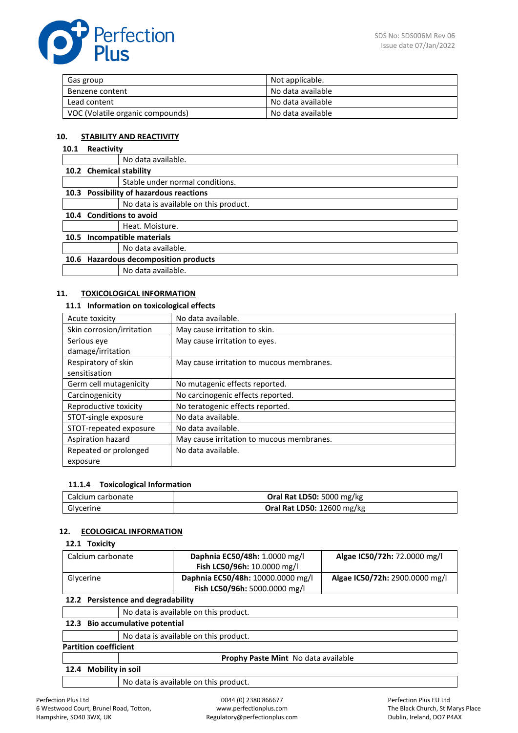| Gas group | Not applicable. |
| --- | --- |
| Benzene content | No data available |
| Lead content | No data available |
| VOC (Volatile organic compounds) | No data available |

## 10. STABILITY AND REACTIVITY

### 10.1 Reactivity

No data available.

### 10.2 Chemical stability

Stable under normal conditions.

### 10.3 Possibility of hazardous reactions

No data is available on this product.

### 10.4 Conditions to avoid

Heat. Moisture.

### 10.5 Incompatible materials

No data available.

### 10.6 Hazardous decomposition products

No data available.

## 11. TOXICOLOGICAL INFORMATION

### 11.1 Information on toxicological effects

| Acute toxicity | No data available. |
| --- | --- |
| Skin corrosion/irritation | May cause irritation to skin. |
| Serious eye damage/irritation | May cause irritation to eyes. |
| Respiratory of skin sensitisation | May cause irritation to mucous membranes. |
| Germ cell mutagenicity | No mutagenic effects reported. |
| Carcinogenicity | No carcinogenic effects reported. |
| Reproductive toxicity | No teratogenic effects reported. |
| STOT-single exposure | No data available. |
| STOT-repeated exposure | No data available. |
| Aspiration hazard | May cause irritation to mucous membranes. |
| Repeated or prolonged exposure | No data available. |

#### 11.1.4 Toxicological Information

| Calcium carbonate | **Oral Rat LD50:** 5000 mg/kg |
| --- | --- |
| Glycerine | **Oral Rat LD50:** 12600 mg/kg |

## 12. ECOLOGICAL INFORMATION

### 12.1 Toxicity

| Calcium carbonate | **Daphnia EC50/48h:** 1.0000 mg/l **Fish LC50/96h:** 10.0000 mg/l | **Algae IC50/72h:** 72.0000 mg/l |
| --- | --- | --- |
| Glycerine | **Daphnia EC50/48h:** 10000.0000 mg/l **Fish LC50/96h:** 5000.0000 mg/l | **Algae IC50/72h:** 2900.0000 mg/l |

### 12.2 Persistence and degradability

No data is available on this product.

### 12.3 Bio accumulative potential

No data is available on this product.

**Partition coefficient**

**Prophy Paste Mint** No data available

### 12.4 Mobility in soil

No data is available on this product.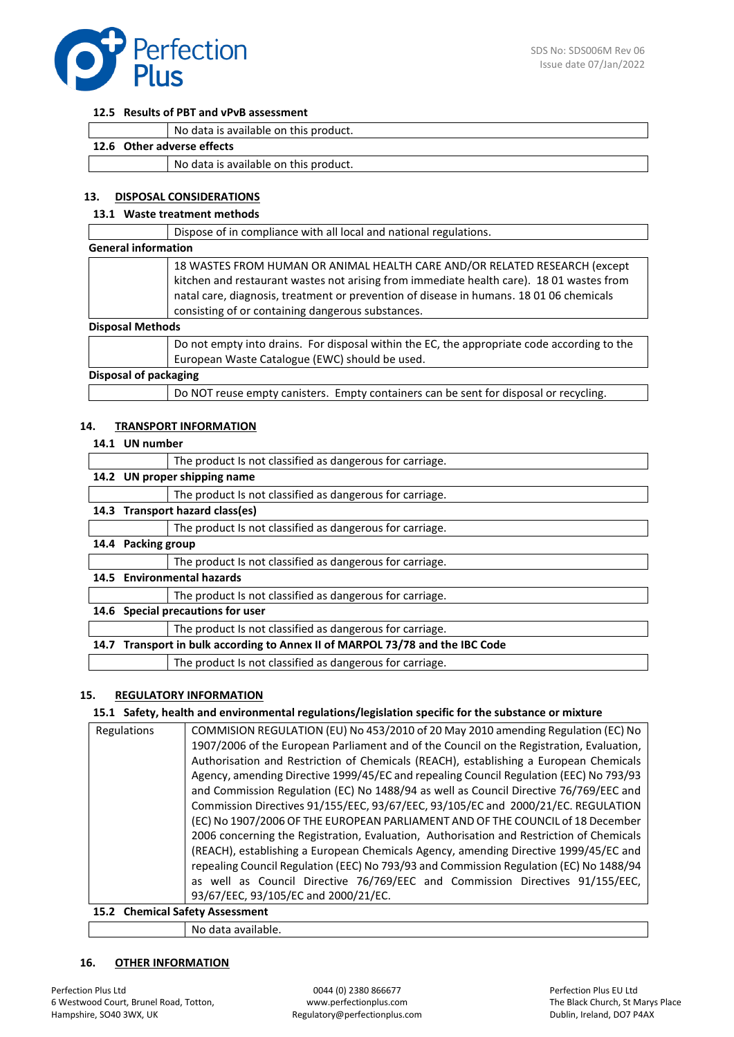#### 12.5 Results of PBT and vPvB assessment

| | |
|---|---|
| | No data is available on this product. |

#### 12.6 Other adverse effects

| | |
|---|---|
| | No data is available on this product. |

## 13. DISPOSAL CONSIDERATIONS

### 13.1 Waste treatment methods

| | |
|---|---|
| | Dispose of in compliance with all local and national regulations. |

**General information**

| | |
|---|---|
| | 18 WASTES FROM HUMAN OR ANIMAL HEALTH CARE AND/OR RELATED RESEARCH (except kitchen and restaurant wastes not arising from immediate health care). 18 01 wastes from natal care, diagnosis, treatment or prevention of disease in humans. 18 01 06 chemicals consisting of or containing dangerous substances. |

**Disposal Methods**

| | |
|---|---|
| | Do not empty into drains. For disposal within the EC, the appropriate code according to the European Waste Catalogue (EWC) should be used. |

**Disposal of packaging**

| | |
|---|---|
| | Do NOT reuse empty canisters. Empty containers can be sent for disposal or recycling. |

## 14. TRANSPORT INFORMATION

### 14.1 UN number

| | |
|---|---|
| | The product Is not classified as dangerous for carriage. |

### 14.2 UN proper shipping name

| | |
|---|---|
| | The product Is not classified as dangerous for carriage. |

### 14.3 Transport hazard class(es)

| | |
|---|---|
| | The product Is not classified as dangerous for carriage. |

### 14.4 Packing group

| | |
|---|---|
| | The product Is not classified as dangerous for carriage. |

### 14.5 Environmental hazards

| | |
|---|---|
| | The product Is not classified as dangerous for carriage. |

### 14.6 Special precautions for user

| | |
|---|---|
| | The product Is not classified as dangerous for carriage. |

### 14.7 Transport in bulk according to Annex II of MARPOL 73/78 and the IBC Code

| | |
|---|---|
| | The product Is not classified as dangerous for carriage. |

## 15. REGULATORY INFORMATION

### 15.1 Safety, health and environmental regulations/legislation specific for the substance or mixture

| | |
|---|---|
| Regulations | COMMISION REGULATION (EU) No 453/2010 of 20 May 2010 amending Regulation (EC) No 1907/2006 of the European Parliament and of the Council on the Registration, Evaluation, Authorisation and Restriction of Chemicals (REACH), establishing a European Chemicals Agency, amending Directive 1999/45/EC and repealing Council Regulation (EEC) No 793/93 and Commission Regulation (EC) No 1488/94 as well as Council Directive 76/769/EEC and Commission Directives 91/155/EEC, 93/67/EEC, 93/105/EC and 2000/21/EC. REGULATION (EC) No 1907/2006 OF THE EUROPEAN PARLIAMENT AND OF THE COUNCIL of 18 December 2006 concerning the Registration, Evaluation, Authorisation and Restriction of Chemicals (REACH), establishing a European Chemicals Agency, amending Directive 1999/45/EC and repealing Council Regulation (EEC) No 793/93 and Commission Regulation (EC) No 1488/94 as well as Council Directive 76/769/EEC and Commission Directives 91/155/EEC, 93/67/EEC, 93/105/EC and 2000/21/EC. |

### 15.2 Chemical Safety Assessment

| | |
|---|---|
| | No data available. |

## 16. OTHER INFORMATION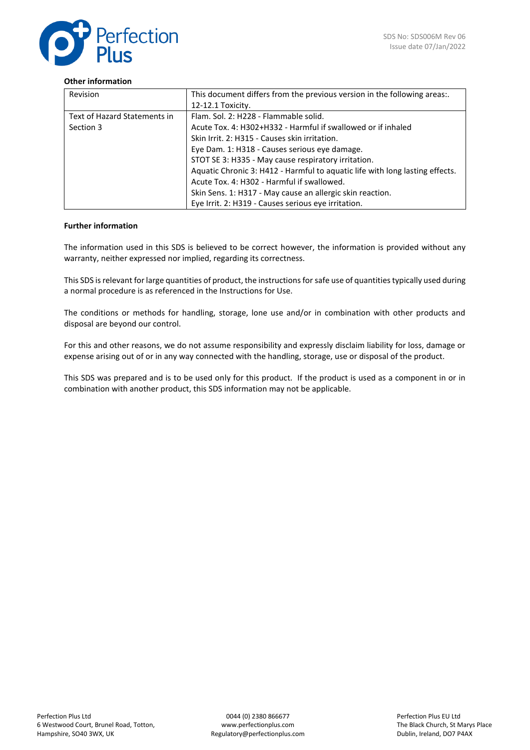**Other information**

| | |
|---|---|
| Revision | This document differs from the previous version in the following areas:. 12-12.1 Toxicity. |
| Text of Hazard Statements in Section 3 | Flam. Sol. 2: H228 - Flammable solid.<br>Acute Tox. 4: H302+H332 - Harmful if swallowed or if inhaled<br>Skin Irrit. 2: H315 - Causes skin irritation.<br>Eye Dam. 1: H318 - Causes serious eye damage.<br>STOT SE 3: H335 - May cause respiratory irritation.<br>Aquatic Chronic 3: H412 - Harmful to aquatic life with long lasting effects.<br>Acute Tox. 4: H302 - Harmful if swallowed.<br>Skin Sens. 1: H317 - May cause an allergic skin reaction.<br>Eye Irrit. 2: H319 - Causes serious eye irritation. |

**Further information**

The information used in this SDS is believed to be correct however, the information is provided without any warranty, neither expressed nor implied, regarding its correctness.

This SDS is relevant for large quantities of product, the instructions for safe use of quantities typically used during a normal procedure is as referenced in the Instructions for Use.

The conditions or methods for handling, storage, lone use and/or in combination with other products and disposal are beyond our control.

For this and other reasons, we do not assume responsibility and expressly disclaim liability for loss, damage or expense arising out of or in any way connected with the handling, storage, use or disposal of the product.

This SDS was prepared and is to be used only for this product. If the product is used as a component in or in combination with another product, this SDS information may not be applicable.